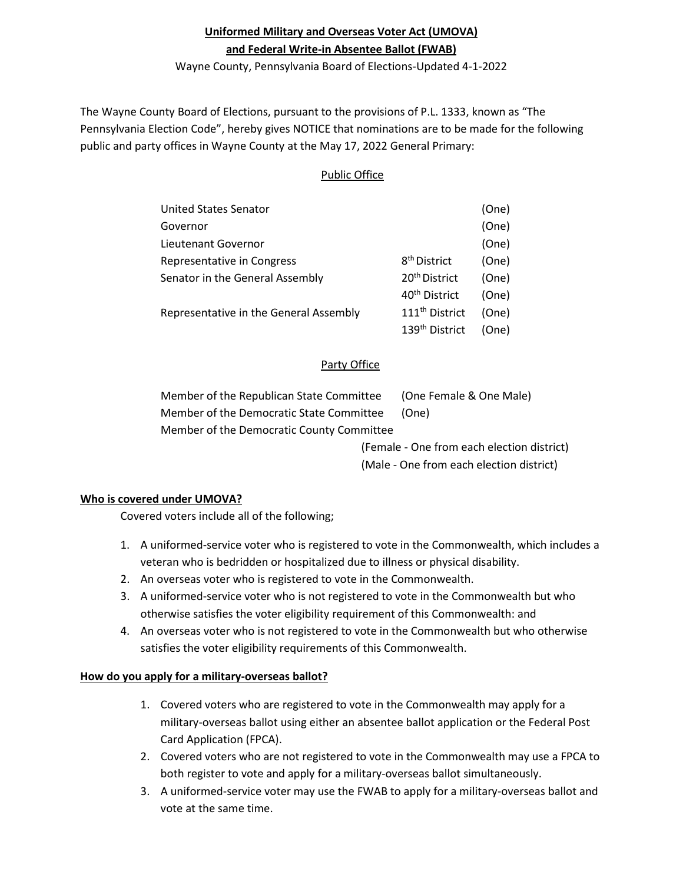# Uniformed Military and Overseas Voter Act (UMOVA) and Federal Write-in Absentee Ballot (FWAB)

Wayne County, Pennsylvania Board of Elections-Updated 4-1-2022

The Wayne County Board of Elections, pursuant to the provisions of P.L. 1333, known as "The Pennsylvania Election Code", hereby gives NOTICE that nominations are to be made for the following public and party offices in Wayne County at the May 17, 2022 General Primary:

## Public Office

| Office | District | Number |
|---|---|---|
| United States Senator | | (One) |
| Governor | | (One) |
| Lieutenant Governor | | (One) |
| Representative in Congress | 8th District | (One) |
| Senator in the General Assembly | 20th District | (One) |
| | 40th District | (One) |
| Representative in the General Assembly | 111th District | (One) |
| | 139th District | (One) |

## Party Office

| Office | Number |
|---|---|
| Member of the Republican State Committee | (One Female & One Male) |
| Member of the Democratic State Committee | (One) |
| Member of the Democratic County Committee | (Female - One from each election district) (Male - One from each election district) |

### Who is covered under UMOVA?

Covered voters include all of the following;

1. A uniformed-service voter who is registered to vote in the Commonwealth, which includes a veteran who is bedridden or hospitalized due to illness or physical disability.
2. An overseas voter who is registered to vote in the Commonwealth.
3. A uniformed-service voter who is not registered to vote in the Commonwealth but who otherwise satisfies the voter eligibility requirement of this Commonwealth: and
4. An overseas voter who is not registered to vote in the Commonwealth but who otherwise satisfies the voter eligibility requirements of this Commonwealth.

### How do you apply for a military-overseas ballot?

1. Covered voters who are registered to vote in the Commonwealth may apply for a military-overseas ballot using either an absentee ballot application or the Federal Post Card Application (FPCA).
2. Covered voters who are not registered to vote in the Commonwealth may use a FPCA to both register to vote and apply for a military-overseas ballot simultaneously.
3. A uniformed-service voter may use the FWAB to apply for a military-overseas ballot and vote at the same time.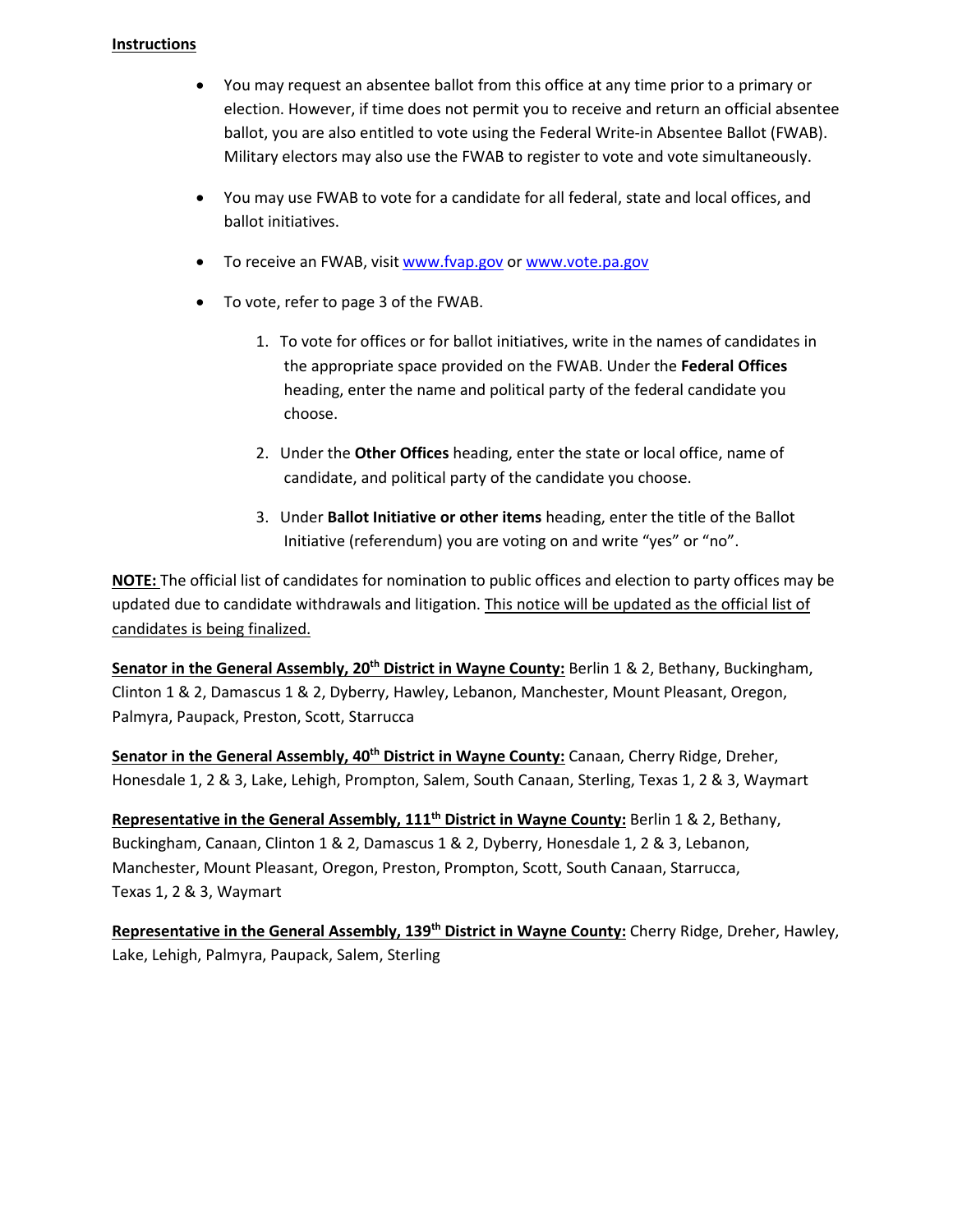**Instructions**

- You may request an absentee ballot from this office at any time prior to a primary or election. However, if time does not permit you to receive and return an official absentee ballot, you are also entitled to vote using the Federal Write-in Absentee Ballot (FWAB). Military electors may also use the FWAB to register to vote and vote simultaneously.

- You may use FWAB to vote for a candidate for all federal, state and local offices, and ballot initiatives.

- To receive an FWAB, visit [www.fvap.gov](http://www.fvap.gov) or [www.vote.pa.gov](http://www.vote.pa.gov)

- To vote, refer to page 3 of the FWAB.

  1. To vote for offices or for ballot initiatives, write in the names of candidates in the appropriate space provided on the FWAB. Under the **Federal Offices** heading, enter the name and political party of the federal candidate you choose.

  2. Under the **Other Offices** heading, enter the state or local office, name of candidate, and political party of the candidate you choose.

  3. Under **Ballot Initiative or other items** heading, enter the title of the Ballot Initiative (referendum) you are voting on and write "yes" or "no".

**NOTE:** The official list of candidates for nomination to public offices and election to party offices may be updated due to candidate withdrawals and litigation. This notice will be updated as the official list of candidates is being finalized.

**Senator in the General Assembly, 20th District in Wayne County:** Berlin 1 & 2, Bethany, Buckingham, Clinton 1 & 2, Damascus 1 & 2, Dyberry, Hawley, Lebanon, Manchester, Mount Pleasant, Oregon, Palmyra, Paupack, Preston, Scott, Starrucca

**Senator in the General Assembly, 40th District in Wayne County:** Canaan, Cherry Ridge, Dreher, Honesdale 1, 2 & 3, Lake, Lehigh, Prompton, Salem, South Canaan, Sterling, Texas 1, 2 & 3, Waymart

**Representative in the General Assembly, 111th District in Wayne County:** Berlin 1 & 2, Bethany, Buckingham, Canaan, Clinton 1 & 2, Damascus 1 & 2, Dyberry, Honesdale 1, 2 & 3, Lebanon, Manchester, Mount Pleasant, Oregon, Preston, Prompton, Scott, South Canaan, Starrucca, Texas 1, 2 & 3, Waymart

**Representative in the General Assembly, 139th District in Wayne County:** Cherry Ridge, Dreher, Hawley, Lake, Lehigh, Palmyra, Paupack, Salem, Sterling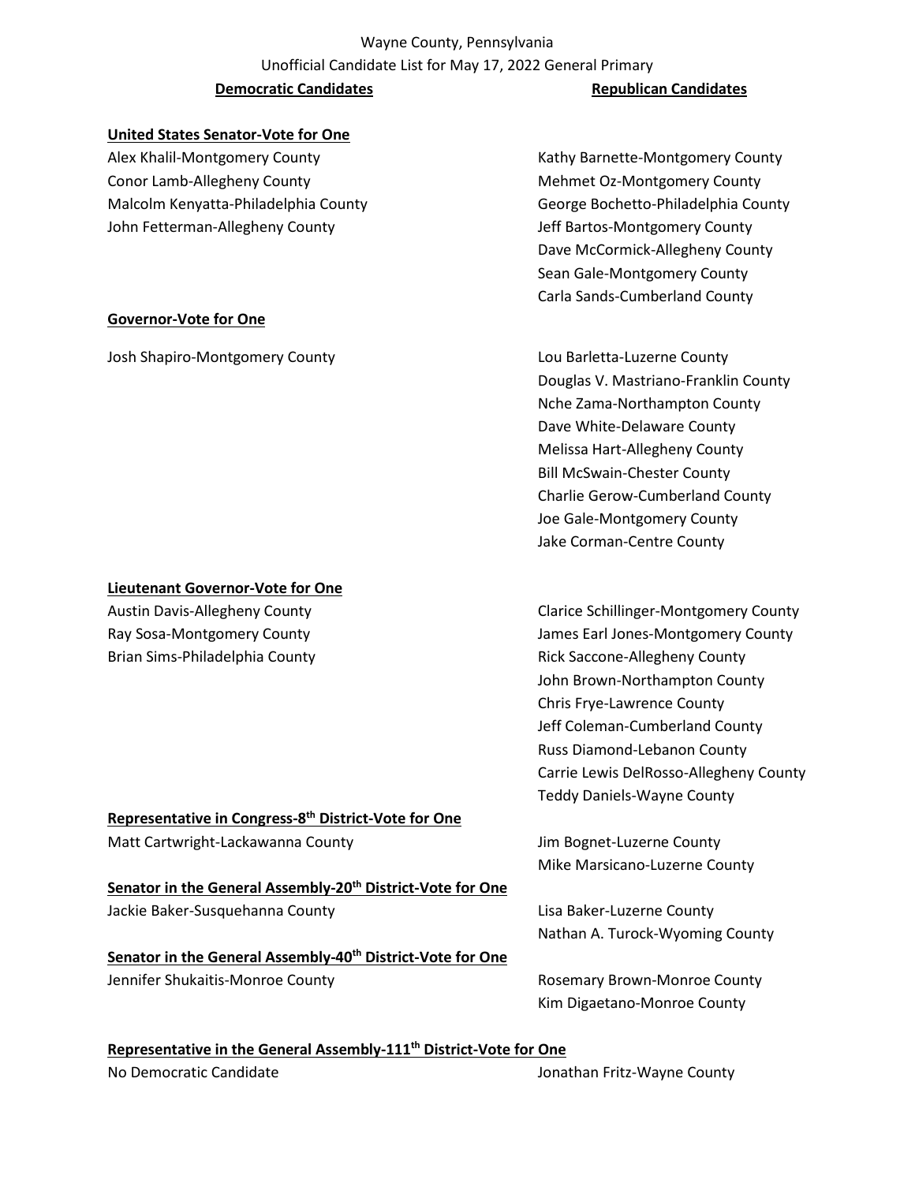Wayne County, Pennsylvania

Unofficial Candidate List for May 17, 2022 General Primary

| **Democratic Candidates** | **Republican Candidates** |
|---|---|
| **United States Senator-Vote for One** | |
| Alex Khalil-Montgomery County | Kathy Barnette-Montgomery County |
| Conor Lamb-Allegheny County | Mehmet Oz-Montgomery County |
| Malcolm Kenyatta-Philadelphia County | George Bochetto-Philadelphia County |
| John Fetterman-Allegheny County | Jeff Bartos-Montgomery County |
| | Dave McCormick-Allegheny County |
| | Sean Gale-Montgomery County |
| | Carla Sands-Cumberland County |
| **Governor-Vote for One** | |
| Josh Shapiro-Montgomery County | Lou Barletta-Luzerne County |
| | Douglas V. Mastriano-Franklin County |
| | Nche Zama-Northampton County |
| | Dave White-Delaware County |
| | Melissa Hart-Allegheny County |
| | Bill McSwain-Chester County |
| | Charlie Gerow-Cumberland County |
| | Joe Gale-Montgomery County |
| | Jake Corman-Centre County |
| **Lieutenant Governor-Vote for One** | |
| Austin Davis-Allegheny County | Clarice Schillinger-Montgomery County |
| Ray Sosa-Montgomery County | James Earl Jones-Montgomery County |
| Brian Sims-Philadelphia County | Rick Saccone-Allegheny County |
| | John Brown-Northampton County |
| | Chris Frye-Lawrence County |
| | Jeff Coleman-Cumberland County |
| | Russ Diamond-Lebanon County |
| | Carrie Lewis DelRosso-Allegheny County |
| | Teddy Daniels-Wayne County |
| **Representative in Congress-8th District-Vote for One** | |
| Matt Cartwright-Lackawanna County | Jim Bognet-Luzerne County |
| | Mike Marsicano-Luzerne County |
| **Senator in the General Assembly-20th District-Vote for One** | |
| Jackie Baker-Susquehanna County | Lisa Baker-Luzerne County |
| | Nathan A. Turock-Wyoming County |
| **Senator in the General Assembly-40th District-Vote for One** | |
| Jennifer Shukaitis-Monroe County | Rosemary Brown-Monroe County |
| | Kim Digaetano-Monroe County |
| **Representative in the General Assembly-111th District-Vote for One** | |
| No Democratic Candidate | Jonathan Fritz-Wayne County |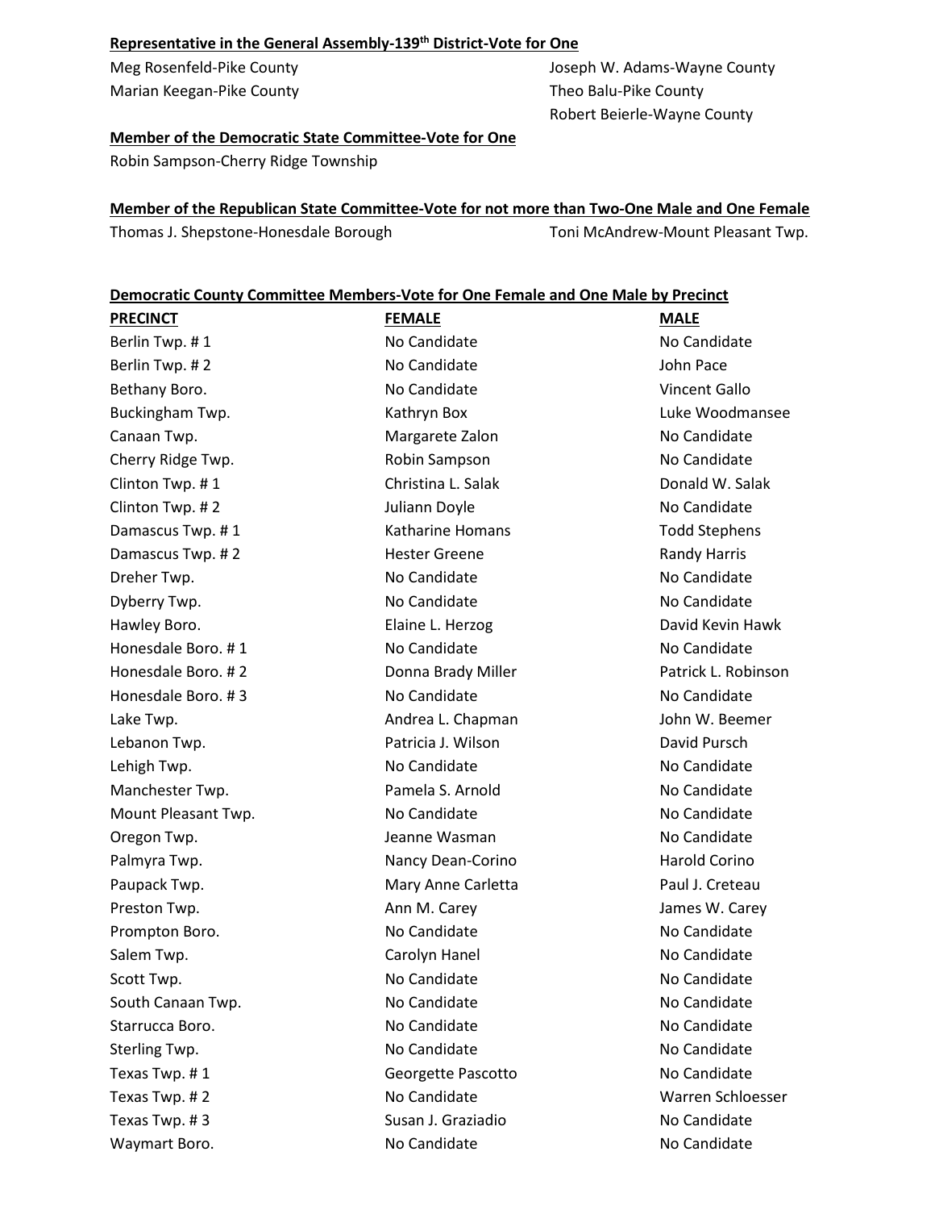**Representative in the General Assembly-139th District-Vote for One**

Meg Rosenfeld-Pike County

Marian Keegan-Pike County

Joseph W. Adams-Wayne County

Theo Balu-Pike County

Robert Beierle-Wayne County

**Member of the Democratic State Committee-Vote for One**

Robin Sampson-Cherry Ridge Township

**Member of the Republican State Committee-Vote for not more than Two-One Male and One Female**

Thomas J. Shepstone-Honesdale Borough

Toni McAndrew-Mount Pleasant Twp.

**Democratic County Committee Members-Vote for One Female and One Male by Precinct**

| PRECINCT | FEMALE | MALE |
|---|---|---|
| Berlin Twp. # 1 | No Candidate | No Candidate |
| Berlin Twp. # 2 | No Candidate | John Pace |
| Bethany Boro. | No Candidate | Vincent Gallo |
| Buckingham Twp. | Kathryn Box | Luke Woodmansee |
| Canaan Twp. | Margarete Zalon | No Candidate |
| Cherry Ridge Twp. | Robin Sampson | No Candidate |
| Clinton Twp. # 1 | Christina L. Salak | Donald W. Salak |
| Clinton Twp. # 2 | Juliann Doyle | No Candidate |
| Damascus Twp. # 1 | Katharine Homans | Todd Stephens |
| Damascus Twp. # 2 | Hester Greene | Randy Harris |
| Dreher Twp. | No Candidate | No Candidate |
| Dyberry Twp. | No Candidate | No Candidate |
| Hawley Boro. | Elaine L. Herzog | David Kevin Hawk |
| Honesdale Boro. # 1 | No Candidate | No Candidate |
| Honesdale Boro. # 2 | Donna Brady Miller | Patrick L. Robinson |
| Honesdale Boro. # 3 | No Candidate | No Candidate |
| Lake Twp. | Andrea L. Chapman | John W. Beemer |
| Lebanon Twp. | Patricia J. Wilson | David Pursch |
| Lehigh Twp. | No Candidate | No Candidate |
| Manchester Twp. | Pamela S. Arnold | No Candidate |
| Mount Pleasant Twp. | No Candidate | No Candidate |
| Oregon Twp. | Jeanne Wasman | No Candidate |
| Palmyra Twp. | Nancy Dean-Corino | Harold Corino |
| Paupack Twp. | Mary Anne Carletta | Paul J. Creteau |
| Preston Twp. | Ann M. Carey | James W. Carey |
| Prompton Boro. | No Candidate | No Candidate |
| Salem Twp. | Carolyn Hanel | No Candidate |
| Scott Twp. | No Candidate | No Candidate |
| South Canaan Twp. | No Candidate | No Candidate |
| Starrucca Boro. | No Candidate | No Candidate |
| Sterling Twp. | No Candidate | No Candidate |
| Texas Twp. # 1 | Georgette Pascotto | No Candidate |
| Texas Twp. # 2 | No Candidate | Warren Schloesser |
| Texas Twp. # 3 | Susan J. Graziadio | No Candidate |
| Waymart Boro. | No Candidate | No Candidate |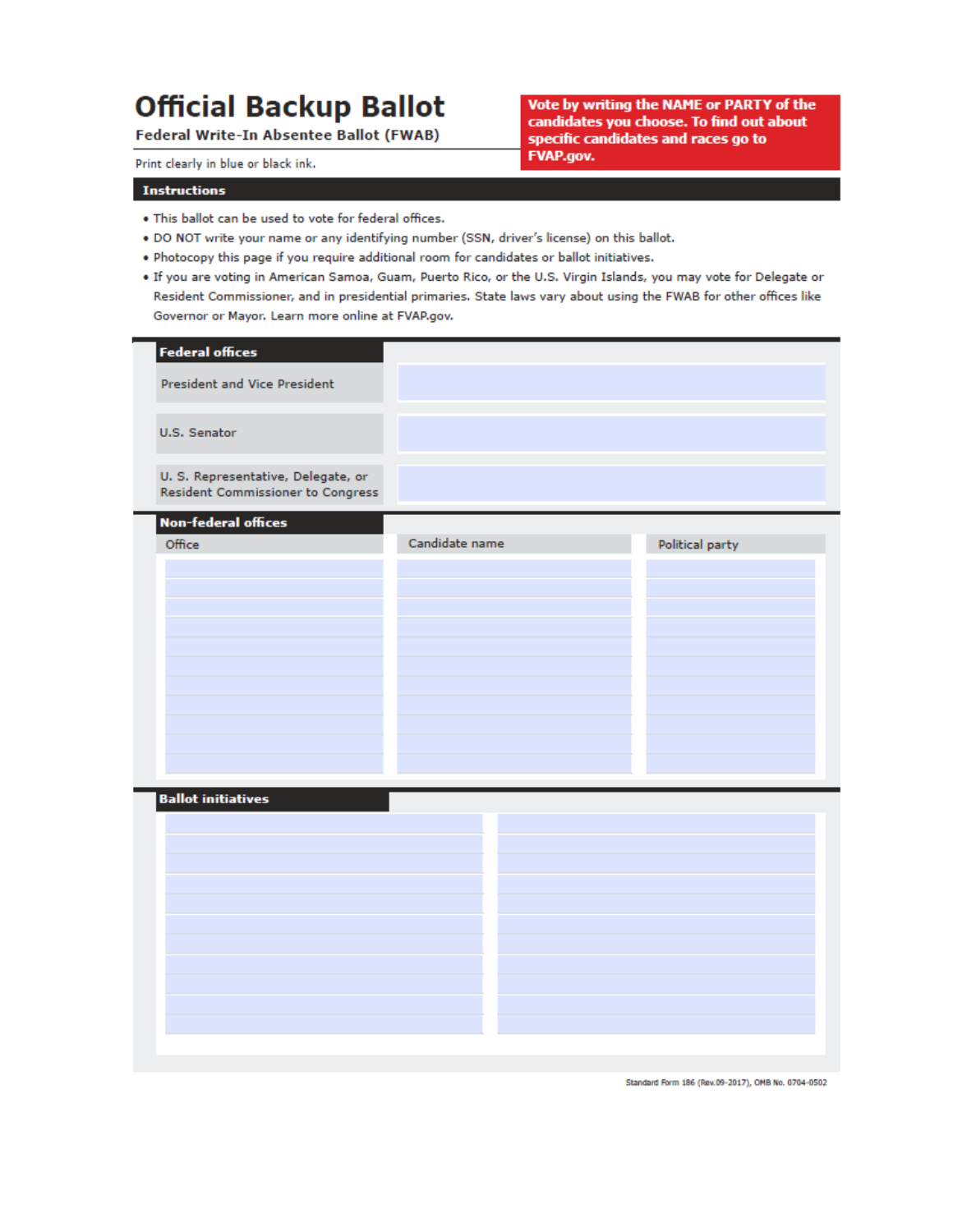# Official Backup Ballot

**Federal Write-In Absentee Ballot (FWAB)**

Print clearly in blue or black ink.

**Vote by writing the NAME or PARTY of the candidates you choose. To find out about specific candidates and races go to FVAP.gov.**

## Instructions

- This ballot can be used to vote for federal offices.
- DO NOT write your name or any identifying number (SSN, driver's license) on this ballot.
- Photocopy this page if you require additional room for candidates or ballot initiatives.
- If you are voting in American Samoa, Guam, Puerto Rico, or the U.S. Virgin Islands, you may vote for Delegate or Resident Commissioner, and in presidential primaries. State laws vary about using the FWAB for other offices like Governor or Mayor. Learn more online at FVAP.gov.

## Federal offices

| | |
|---|---|
| President and Vice President | |
| U.S. Senator | |
| U. S. Representative, Delegate, or Resident Commissioner to Congress | |

## Non-federal offices

| Office | Candidate name | Political party |
|---|---|---|
| | | |
| | | |
| | | |
| | | |
| | | |
| | | |
| | | |
| | | |
| | | |
| | | |
| | | |

## Ballot initiatives

| | |
|---|---|
| | |
| | |
| | |
| | |
| | |
| | |
| | |
| | |
| | |
| | |
| | |

Standard Form 186 (Rev.09-2017), OMB No. 0704-0502